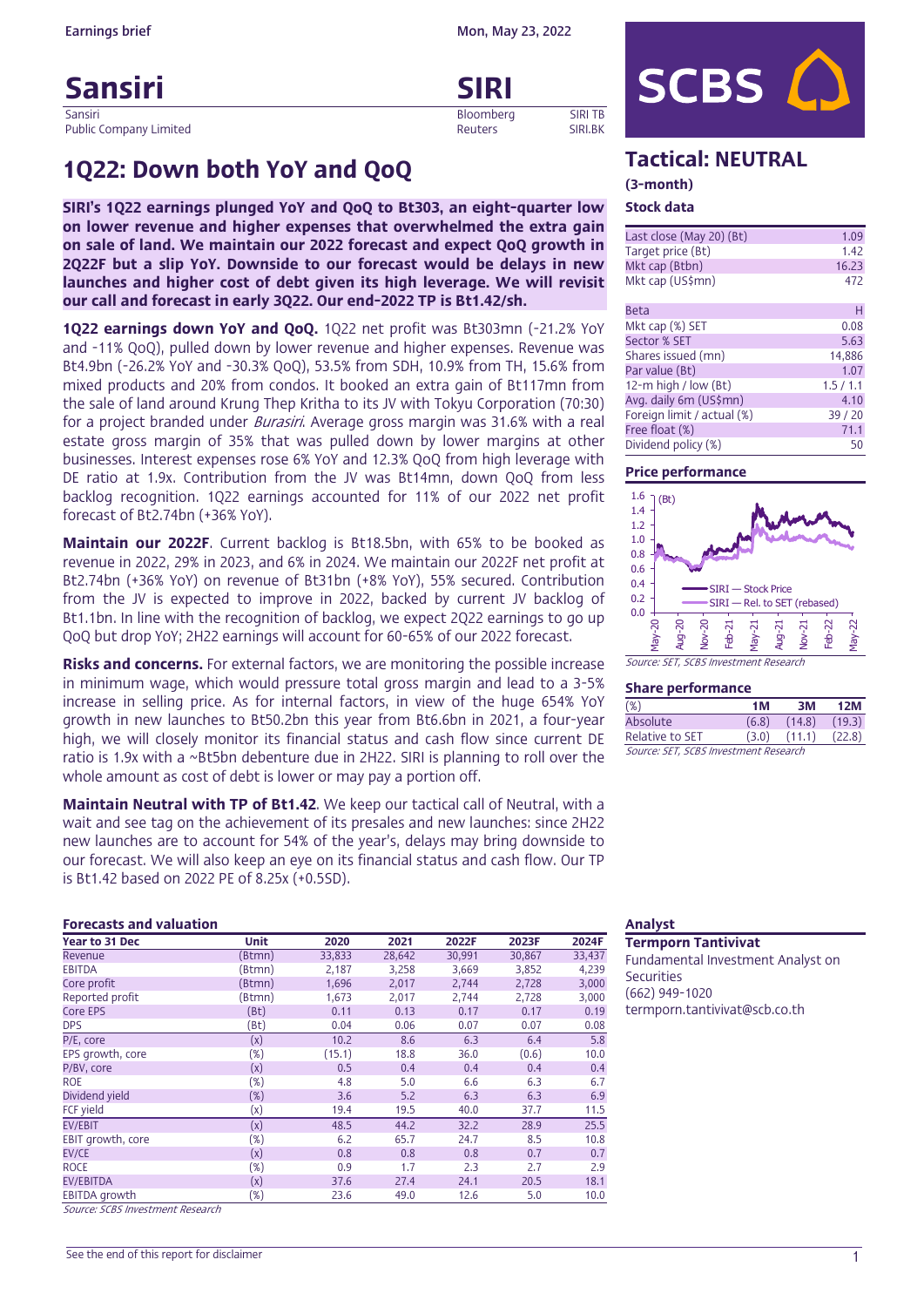Earnings brief

Mon, May 23, 2022

# Sansiri

Sansiri Public Company Limited

## SIRI

| Bloomberg | SIRI TB |
|---|---|
| Reuters | SIRI.BK |

# 1Q22: Down both YoY and QoQ

**SIRI's 1Q22 earnings plunged YoY and QoQ to Bt303, an eight-quarter low on lower revenue and higher expenses that overwhelmed the extra gain on sale of land. We maintain our 2022 forecast and expect QoQ growth in 2Q22F but a slip YoY. Downside to our forecast would be delays in new launches and higher cost of debt given its high leverage. We will revisit our call and forecast in early 3Q22. Our end-2022 TP is Bt1.42/sh.**

**1Q22 earnings down YoY and QoQ.** 1Q22 net profit was Bt303mn (-21.2% YoY and -11% QoQ), pulled down by lower revenue and higher expenses. Revenue was Bt4.9bn (-26.2% YoY and -30.3% QoQ), 53.5% from SDH, 10.9% from TH, 15.6% from mixed products and 20% from condos. It booked an extra gain of Bt117mn from the sale of land around Krung Thep Kritha to its JV with Tokyu Corporation (70:30) for a project branded under *Burasiri*. Average gross margin was 31.6% with a real estate gross margin of 35% that was pulled down by lower margins at other businesses. Interest expenses rose 6% YoY and 12.3% QoQ from high leverage with DE ratio at 1.9x. Contribution from the JV was Bt14mn, down QoQ from less backlog recognition. 1Q22 earnings accounted for 11% of our 2022 net profit forecast of Bt2.74bn (+36% YoY).

**Maintain our 2022F**. Current backlog is Bt18.5bn, with 65% to be booked as revenue in 2022, 29% in 2023, and 6% in 2024. We maintain our 2022F net profit at Bt2.74bn (+36% YoY) on revenue of Bt31bn (+8% YoY), 55% secured. Contribution from the JV is expected to improve in 2022, backed by current JV backlog of Bt1.1bn. In line with the recognition of backlog, we expect 2Q22 earnings to go up QoQ but drop YoY; 2H22 earnings will account for 60-65% of our 2022 forecast.

**Risks and concerns.** For external factors, we are monitoring the possible increase in minimum wage, which would pressure total gross margin and lead to a 3-5% increase in selling price. As for internal factors, in view of the huge 654% YoY growth in new launches to Bt50.2bn this year from Bt6.6bn in 2021, a four-year high, we will closely monitor its financial status and cash flow since current DE ratio is 1.9x with a ~Bt5bn debenture due in 2H22. SIRI is planning to roll over the whole amount as cost of debt is lower or may pay a portion off.

**Maintain Neutral with TP of Bt1.42**. We keep our tactical call of Neutral, with a wait and see tag on the achievement of its presales and new launches: since 2H22 new launches are to account for 54% of the year's, delays may bring downside to our forecast. We will also keep an eye on its financial status and cash flow. Our TP is Bt1.42 based on 2022 PE of 8.25x (+0.5SD).

### Forecasts and valuation

| Year to 31 Dec | Unit | 2020 | 2021 | 2022F | 2023F | 2024F |
|---|---|---|---|---|---|---|
| Revenue | (Btmn) | 33,833 | 28,642 | 30,991 | 30,867 | 33,437 |
| EBITDA | (Btmn) | 2,187 | 3,258 | 3,669 | 3,852 | 4,239 |
| Core profit | (Btmn) | 1,696 | 2,017 | 2,744 | 2,728 | 3,000 |
| Reported profit | (Btmn) | 1,673 | 2,017 | 2,744 | 2,728 | 3,000 |
| Core EPS | (Bt) | 0.11 | 0.13 | 0.17 | 0.17 | 0.19 |
| DPS | (Bt) | 0.04 | 0.06 | 0.07 | 0.07 | 0.08 |
| P/E, core | (x) | 10.2 | 8.6 | 6.3 | 6.4 | 5.8 |
| EPS growth, core | (%) | (15.1) | 18.8 | 36.0 | (0.6) | 10.0 |
| P/BV, core | (x) | 0.5 | 0.4 | 0.4 | 0.4 | 0.4 |
| ROE | (%) | 4.8 | 5.0 | 6.6 | 6.3 | 6.7 |
| Dividend yield | (%) | 3.6 | 5.2 | 6.3 | 6.3 | 6.9 |
| FCF yield | (x) | 19.4 | 19.5 | 40.0 | 37.7 | 11.5 |
| EV/EBIT | (x) | 48.5 | 44.2 | 32.2 | 28.9 | 25.5 |
| EBIT growth, core | (%) | 6.2 | 65.7 | 24.7 | 8.5 | 10.8 |
| EV/CE | (x) | 0.8 | 0.8 | 0.8 | 0.7 | 0.7 |
| ROCE | (%) | 0.9 | 1.7 | 2.3 | 2.7 | 2.9 |
| EV/EBITDA | (x) | 37.6 | 27.4 | 24.1 | 20.5 | 18.1 |
| EBITDA growth | (%) | 23.6 | 49.0 | 12.6 | 5.0 | 10.0 |

*Source: SCBS Investment Research*

## Tactical: NEUTRAL

**(3-month)**

### Stock data

| | |
|---|---|
| Last close (May 20) (Bt) | 1.09 |
| Target price (Bt) | 1.42 |
| Mkt cap (Btbn) | 16.23 |
| Mkt cap (US$mn) | 472 |
| Beta | H |
| Mkt cap (%) SET | 0.08 |
| Sector % SET | 5.63 |
| Shares issued (mn) | 14,886 |
| Par value (Bt) | 1.07 |
| 12-m high / low (Bt) | 1.5 / 1.1 |
| Avg. daily 6m (US$mn) | 4.10 |
| Foreign limit / actual (%) | 39 / 20 |
| Free float (%) | 71.1 |
| Dividend policy (%) | 50 |

### Price performance

*Source: SET, SCBS Investment Research*

### Share performance

| (%) | 1M | 3M | 12M |
|---|---|---|---|
| Absolute | (6.8) | (14.8) | (19.3) |
| Relative to SET | (3.0) | (11.1) | (22.8) |

*Source: SET, SCBS Investment Research*

### Analyst

**Termporn Tantivivat**

Fundamental Investment Analyst on Securities

(662) 949-1020

termporn.tantivivat@scb.co.th

See the end of this report for disclaimer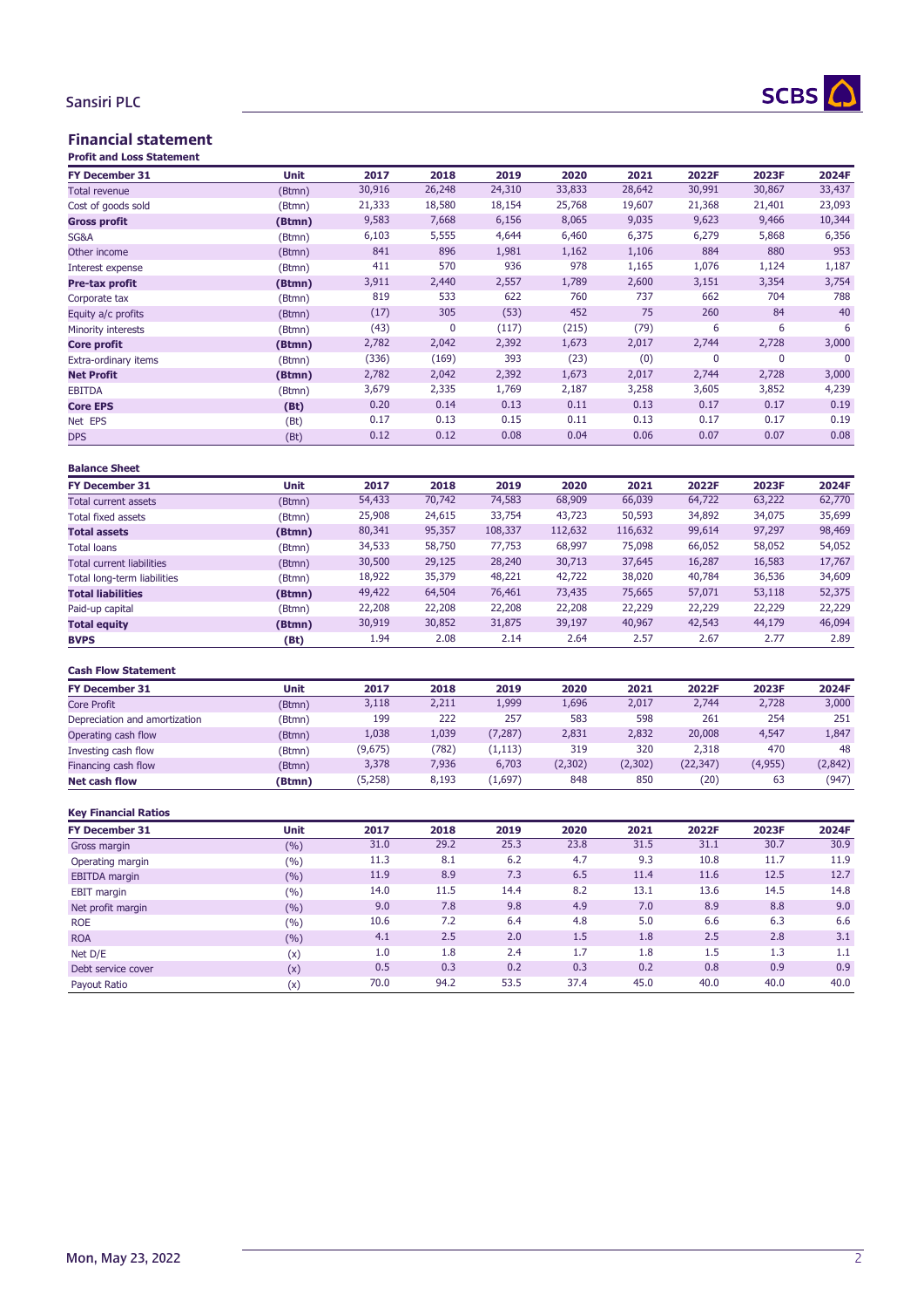## Financial statement

### Profit and Loss Statement

| FY December 31 | Unit | 2017 | 2018 | 2019 | 2020 | 2021 | 2022F | 2023F | 2024F |
|---|---|---|---|---|---|---|---|---|---|
| Total revenue | (Btmn) | 30,916 | 26,248 | 24,310 | 33,833 | 28,642 | 30,991 | 30,867 | 33,437 |
| Cost of goods sold | (Btmn) | 21,333 | 18,580 | 18,154 | 25,768 | 19,607 | 21,368 | 21,401 | 23,093 |
| **Gross profit** | **(Btmn)** | 9,583 | 7,668 | 6,156 | 8,065 | 9,035 | 9,623 | 9,466 | 10,344 |
| SG&A | (Btmn) | 6,103 | 5,555 | 4,644 | 6,460 | 6,375 | 6,279 | 5,868 | 6,356 |
| Other income | (Btmn) | 841 | 896 | 1,981 | 1,162 | 1,106 | 884 | 880 | 953 |
| Interest expense | (Btmn) | 411 | 570 | 936 | 978 | 1,165 | 1,076 | 1,124 | 1,187 |
| **Pre-tax profit** | **(Btmn)** | 3,911 | 2,440 | 2,557 | 1,789 | 2,600 | 3,151 | 3,354 | 3,754 |
| Corporate tax | (Btmn) | 819 | 533 | 622 | 760 | 737 | 662 | 704 | 788 |
| Equity a/c profits | (Btmn) | (17) | 305 | (53) | 452 | 75 | 260 | 84 | 40 |
| Minority interests | (Btmn) | (43) | 0 | (117) | (215) | (79) | 6 | 6 | 6 |
| **Core profit** | **(Btmn)** | 2,782 | 2,042 | 2,392 | 1,673 | 2,017 | 2,744 | 2,728 | 3,000 |
| Extra-ordinary items | (Btmn) | (336) | (169) | 393 | (23) | (0) | 0 | 0 | 0 |
| **Net Profit** | **(Btmn)** | 2,782 | 2,042 | 2,392 | 1,673 | 2,017 | 2,744 | 2,728 | 3,000 |
| EBITDA | (Btmn) | 3,679 | 2,335 | 1,769 | 2,187 | 3,258 | 3,605 | 3,852 | 4,239 |
| **Core EPS** | **(Bt)** | 0.20 | 0.14 | 0.13 | 0.11 | 0.13 | 0.17 | 0.17 | 0.19 |
| Net EPS | (Bt) | 0.17 | 0.13 | 0.15 | 0.11 | 0.13 | 0.17 | 0.17 | 0.19 |
| DPS | (Bt) | 0.12 | 0.12 | 0.08 | 0.04 | 0.06 | 0.07 | 0.07 | 0.08 |

### Balance Sheet

| FY December 31 | Unit | 2017 | 2018 | 2019 | 2020 | 2021 | 2022F | 2023F | 2024F |
|---|---|---|---|---|---|---|---|---|---|
| Total current assets | (Btmn) | 54,433 | 70,742 | 74,583 | 68,909 | 66,039 | 64,722 | 63,222 | 62,770 |
| Total fixed assets | (Btmn) | 25,908 | 24,615 | 33,754 | 43,723 | 50,593 | 34,892 | 34,075 | 35,699 |
| **Total assets** | **(Btmn)** | 80,341 | 95,357 | 108,337 | 112,632 | 116,632 | 99,614 | 97,297 | 98,469 |
| Total loans | (Btmn) | 34,533 | 58,750 | 77,753 | 68,997 | 75,098 | 66,052 | 58,052 | 54,052 |
| Total current liabilities | (Btmn) | 30,500 | 29,125 | 28,240 | 30,713 | 37,645 | 16,287 | 16,583 | 17,767 |
| Total long-term liabilities | (Btmn) | 18,922 | 35,379 | 48,221 | 42,722 | 38,020 | 40,784 | 36,536 | 34,609 |
| **Total liabilities** | **(Btmn)** | 49,422 | 64,504 | 76,461 | 73,435 | 75,665 | 57,071 | 53,118 | 52,375 |
| Paid-up capital | (Btmn) | 22,208 | 22,208 | 22,208 | 22,208 | 22,229 | 22,229 | 22,229 | 22,229 |
| **Total equity** | **(Btmn)** | 30,919 | 30,852 | 31,875 | 39,197 | 40,967 | 42,543 | 44,179 | 46,094 |
| **BVPS** | **(Bt)** | 1.94 | 2.08 | 2.14 | 2.64 | 2.57 | 2.67 | 2.77 | 2.89 |

### Cash Flow Statement

| FY December 31 | Unit | 2017 | 2018 | 2019 | 2020 | 2021 | 2022F | 2023F | 2024F |
|---|---|---|---|---|---|---|---|---|---|
| Core Profit | (Btmn) | 3,118 | 2,211 | 1,999 | 1,696 | 2,017 | 2,744 | 2,728 | 3,000 |
| Depreciation and amortization | (Btmn) | 199 | 222 | 257 | 583 | 598 | 261 | 254 | 251 |
| Operating cash flow | (Btmn) | 1,038 | 1,039 | (7,287) | 2,831 | 2,832 | 20,008 | 4,547 | 1,847 |
| Investing cash flow | (Btmn) | (9,675) | (782) | (1,113) | 319 | 320 | 2,318 | 470 | 48 |
| Financing cash flow | (Btmn) | 3,378 | 7,936 | 6,703 | (2,302) | (2,302) | (22,347) | (4,955) | (2,842) |
| **Net cash flow** | **(Btmn)** | (5,258) | 8,193 | (1,697) | 848 | 850 | (20) | 63 | (947) |

### Key Financial Ratios

| FY December 31 | Unit | 2017 | 2018 | 2019 | 2020 | 2021 | 2022F | 2023F | 2024F |
|---|---|---|---|---|---|---|---|---|---|
| Gross margin | (%) | 31.0 | 29.2 | 25.3 | 23.8 | 31.5 | 31.1 | 30.7 | 30.9 |
| Operating margin | (%) | 11.3 | 8.1 | 6.2 | 4.7 | 9.3 | 10.8 | 11.7 | 11.9 |
| EBITDA margin | (%) | 11.9 | 8.9 | 7.3 | 6.5 | 11.4 | 11.6 | 12.5 | 12.7 |
| EBIT margin | (%) | 14.0 | 11.5 | 14.4 | 8.2 | 13.1 | 13.6 | 14.5 | 14.8 |
| Net profit margin | (%) | 9.0 | 7.8 | 9.8 | 4.9 | 7.0 | 8.9 | 8.8 | 9.0 |
| ROE | (%) | 10.6 | 7.2 | 6.4 | 4.8 | 5.0 | 6.6 | 6.3 | 6.6 |
| ROA | (%) | 4.1 | 2.5 | 2.0 | 1.5 | 1.8 | 2.5 | 2.8 | 3.1 |
| Net D/E | (x) | 1.0 | 1.8 | 2.4 | 1.7 | 1.8 | 1.5 | 1.3 | 1.1 |
| Debt service cover | (x) | 0.5 | 0.3 | 0.2 | 0.3 | 0.2 | 0.8 | 0.9 | 0.9 |
| Payout Ratio | (x) | 70.0 | 94.2 | 53.5 | 37.4 | 45.0 | 40.0 | 40.0 | 40.0 |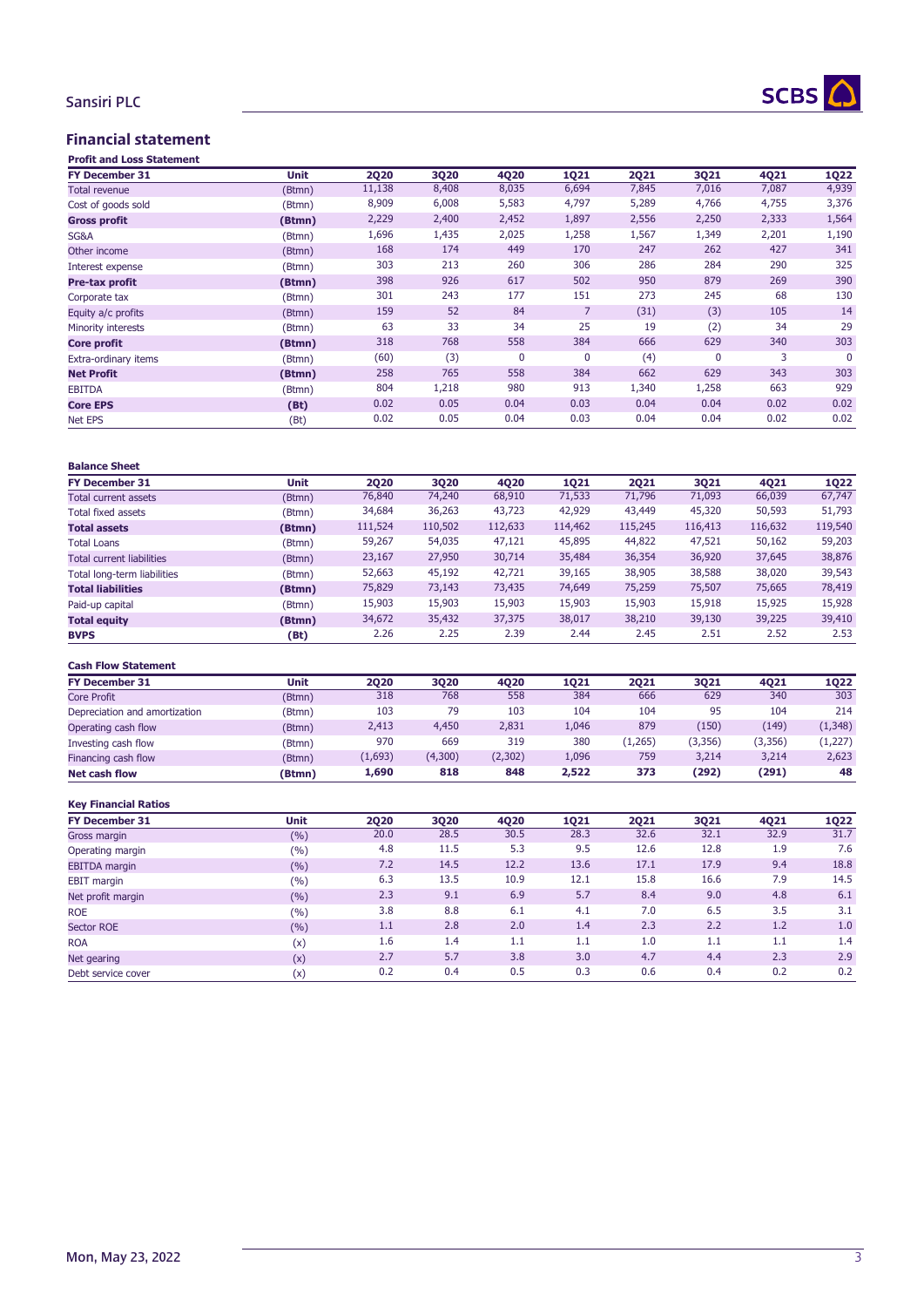## Financial statement

### Profit and Loss Statement

| FY December 31 | Unit | 2Q20 | 3Q20 | 4Q20 | 1Q21 | 2Q21 | 3Q21 | 4Q21 | 1Q22 |
|---|---|---|---|---|---|---|---|---|---|
| Total revenue | (Btmn) | 11,138 | 8,408 | 8,035 | 6,694 | 7,845 | 7,016 | 7,087 | 4,939 |
| Cost of goods sold | (Btmn) | 8,909 | 6,008 | 5,583 | 4,797 | 5,289 | 4,766 | 4,755 | 3,376 |
| **Gross profit** | **(Btmn)** | 2,229 | 2,400 | 2,452 | 1,897 | 2,556 | 2,250 | 2,333 | 1,564 |
| SG&A | (Btmn) | 1,696 | 1,435 | 2,025 | 1,258 | 1,567 | 1,349 | 2,201 | 1,190 |
| Other income | (Btmn) | 168 | 174 | 449 | 170 | 247 | 262 | 427 | 341 |
| Interest expense | (Btmn) | 303 | 213 | 260 | 306 | 286 | 284 | 290 | 325 |
| **Pre-tax profit** | **(Btmn)** | 398 | 926 | 617 | 502 | 950 | 879 | 269 | 390 |
| Corporate tax | (Btmn) | 301 | 243 | 177 | 151 | 273 | 245 | 68 | 130 |
| Equity a/c profits | (Btmn) | 159 | 52 | 84 | 7 | (31) | (3) | 105 | 14 |
| Minority interests | (Btmn) | 63 | 33 | 34 | 25 | 19 | (2) | 34 | 29 |
| **Core profit** | **(Btmn)** | 318 | 768 | 558 | 384 | 666 | 629 | 340 | 303 |
| Extra-ordinary items | (Btmn) | (60) | (3) | 0 | 0 | (4) | 0 | 3 | 0 |
| **Net Profit** | **(Btmn)** | 258 | 765 | 558 | 384 | 662 | 629 | 343 | 303 |
| EBITDA | (Btmn) | 804 | 1,218 | 980 | 913 | 1,340 | 1,258 | 663 | 929 |
| **Core EPS** | **(Bt)** | 0.02 | 0.05 | 0.04 | 0.03 | 0.04 | 0.04 | 0.02 | 0.02 |
| Net EPS | (Bt) | 0.02 | 0.05 | 0.04 | 0.03 | 0.04 | 0.04 | 0.02 | 0.02 |

### Balance Sheet

| FY December 31 | Unit | 2Q20 | 3Q20 | 4Q20 | 1Q21 | 2Q21 | 3Q21 | 4Q21 | 1Q22 |
|---|---|---|---|---|---|---|---|---|---|
| Total current assets | (Btmn) | 76,840 | 74,240 | 68,910 | 71,533 | 71,796 | 71,093 | 66,039 | 67,747 |
| Total fixed assets | (Btmn) | 34,684 | 36,263 | 43,723 | 42,929 | 43,449 | 45,320 | 50,593 | 51,793 |
| **Total assets** | **(Btmn)** | 111,524 | 110,502 | 112,633 | 114,462 | 115,245 | 116,413 | 116,632 | 119,540 |
| Total Loans | (Btmn) | 59,267 | 54,035 | 47,121 | 45,895 | 44,822 | 47,521 | 50,162 | 59,203 |
| Total current liabilities | (Btmn) | 23,167 | 27,950 | 30,714 | 35,484 | 36,354 | 36,920 | 37,645 | 38,876 |
| Total long-term liabilities | (Btmn) | 52,663 | 45,192 | 42,721 | 39,165 | 38,905 | 38,588 | 38,020 | 39,543 |
| **Total liabilities** | **(Btmn)** | 75,829 | 73,143 | 73,435 | 74,649 | 75,259 | 75,507 | 75,665 | 78,419 |
| Paid-up capital | (Btmn) | 15,903 | 15,903 | 15,903 | 15,903 | 15,903 | 15,918 | 15,925 | 15,928 |
| **Total equity** | **(Btmn)** | 34,672 | 35,432 | 37,375 | 38,017 | 38,210 | 39,130 | 39,225 | 39,410 |
| **BVPS** | **(Bt)** | 2.26 | 2.25 | 2.39 | 2.44 | 2.45 | 2.51 | 2.52 | 2.53 |

### Cash Flow Statement

| FY December 31 | Unit | 2Q20 | 3Q20 | 4Q20 | 1Q21 | 2Q21 | 3Q21 | 4Q21 | 1Q22 |
|---|---|---|---|---|---|---|---|---|---|
| Core Profit | (Btmn) | 318 | 768 | 558 | 384 | 666 | 629 | 340 | 303 |
| Depreciation and amortization | (Btmn) | 103 | 79 | 103 | 104 | 104 | 95 | 104 | 214 |
| Operating cash flow | (Btmn) | 2,413 | 4,450 | 2,831 | 1,046 | 879 | (150) | (149) | (1,348) |
| Investing cash flow | (Btmn) | 970 | 669 | 319 | 380 | (1,265) | (3,356) | (3,356) | (1,227) |
| Financing cash flow | (Btmn) | (1,693) | (4,300) | (2,302) | 1,096 | 759 | 3,214 | 3,214 | 2,623 |
| **Net cash flow** | **(Btmn)** | **1,690** | **818** | **848** | **2,522** | **373** | **(292)** | **(291)** | **48** |

### Key Financial Ratios

| FY December 31 | Unit | 2Q20 | 3Q20 | 4Q20 | 1Q21 | 2Q21 | 3Q21 | 4Q21 | 1Q22 |
|---|---|---|---|---|---|---|---|---|---|
| Gross margin | (%) | 20.0 | 28.5 | 30.5 | 28.3 | 32.6 | 32.1 | 32.9 | 31.7 |
| Operating margin | (%) | 4.8 | 11.5 | 5.3 | 9.5 | 12.6 | 12.8 | 1.9 | 7.6 |
| EBITDA margin | (%) | 7.2 | 14.5 | 12.2 | 13.6 | 17.1 | 17.9 | 9.4 | 18.8 |
| EBIT margin | (%) | 6.3 | 13.5 | 10.9 | 12.1 | 15.8 | 16.6 | 7.9 | 14.5 |
| Net profit margin | (%) | 2.3 | 9.1 | 6.9 | 5.7 | 8.4 | 9.0 | 4.8 | 6.1 |
| ROE | (%) | 3.8 | 8.8 | 6.1 | 4.1 | 7.0 | 6.5 | 3.5 | 3.1 |
| Sector ROE | (%) | 1.1 | 2.8 | 2.0 | 1.4 | 2.3 | 2.2 | 1.2 | 1.0 |
| ROA | (x) | 1.6 | 1.4 | 1.1 | 1.1 | 1.0 | 1.1 | 1.1 | 1.4 |
| Net gearing | (x) | 2.7 | 5.7 | 3.8 | 3.0 | 4.7 | 4.4 | 2.3 | 2.9 |
| Debt service cover | (x) | 0.2 | 0.4 | 0.5 | 0.3 | 0.6 | 0.4 | 0.2 | 0.2 |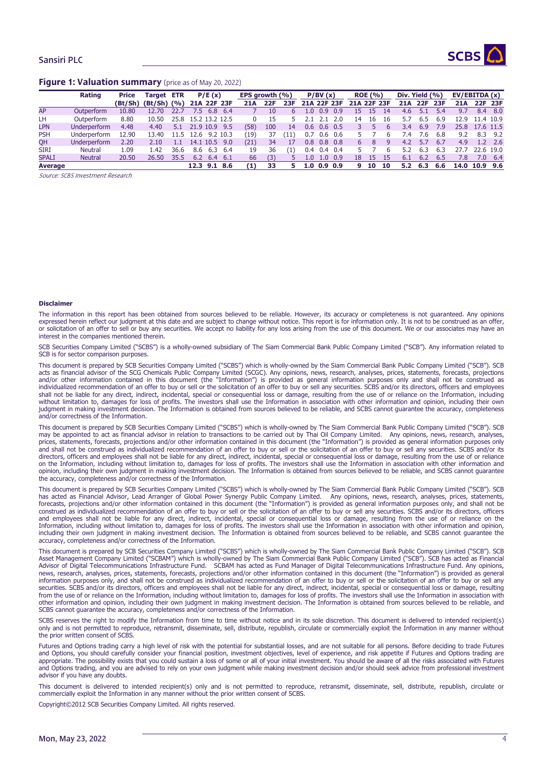## Figure 1: Valuation summary (price as of May 20, 2022)

| | Rating | Price | Target | ETR | P/E (x) | | | EPS growth (%) | | | P/BV (x) | | | ROE (%) | | | Div. Yield (%) | | | EV/EBITDA (x) | | |
|---|---|---|---|---|---|---|---|---|---|---|---|---|---|---|---|---|---|---|---|---|---|---|
| | | (Bt/Sh) | (Bt/Sh) | (%) | 21A | 22F | 23F | 21A | 22F | 23F | 21A | 22F | 23F | 21A | 22F | 23F | 21A | 22F | 23F | 21A | 22F | 23F |
| AP | Outperform | 10.80 | 12.70 | 22.7 | 7.5 | 6.8 | 6.4 | 7 | 10 | 6 | 1.0 | 0.9 | 0.9 | 15 | 15 | 14 | 4.6 | 5.1 | 5.4 | 9.7 | 8.4 | 8.0 |
| LH | Outperform | 8.80 | 10.50 | 25.8 | 15.2 | 13.2 | 12.5 | 0 | 15 | 5 | 2.1 | 2.1 | 2.0 | 14 | 16 | 16 | 5.7 | 6.5 | 6.9 | 12.9 | 11.4 | 10.9 |
| LPN | Underperform | 4.48 | 4.40 | 5.1 | 21.9 | 10.9 | 9.5 | (58) | 100 | 14 | 0.6 | 0.6 | 0.5 | 3 | 5 | 6 | 3.4 | 6.9 | 7.9 | 25.8 | 17.6 | 11.5 |
| PSH | Underperform | 12.90 | 13.40 | 11.5 | 12.6 | 9.2 | 10.3 | (19) | 37 | (11) | 0.7 | 0.6 | 0.6 | 5 | 7 | 6 | 7.4 | 7.6 | 6.8 | 9.2 | 8.3 | 9.2 |
| QH | Underperform | 2.20 | 2.10 | 1.1 | 14.1 | 10.5 | 9.0 | (21) | 34 | 17 | 0.8 | 0.8 | 0.8 | 6 | 8 | 9 | 4.2 | 5.7 | 6.7 | 4.9 | 1.2 | 2.6 |
| SIRI | Neutral | 1.09 | 1.42 | 36.6 | 8.6 | 6.3 | 6.4 | 19 | 36 | (1) | 0.4 | 0.4 | 0.4 | 5 | 7 | 6 | 5.2 | 6.3 | 6.3 | 27.7 | 22.6 | 19.0 |
| SPALI | Neutral | 20.50 | 26.50 | 35.5 | 6.2 | 6.4 | 6.1 | 66 | (3) | 5 | 1.0 | 1.0 | 0.9 | 18 | 15 | 15 | 6.1 | 6.2 | 6.5 | 7.8 | 7.0 | 6.4 |
| **Average** | | | | | **12.3** | **9.1** | **8.6** | **(1)** | **33** | **5** | **1.0** | **0.9** | **0.9** | **9** | **10** | **10** | **5.2** | **6.3** | **6.6** | **14.0** | **10.9** | **9.6** |

*Source: SCBS Investment Research*

**Disclaimer**

The information in this report has been obtained from sources believed to be reliable. However, its accuracy or completeness is not guaranteed. Any opinions expressed herein reflect our judgment at this date and are subject to change without notice. This report is for information only. It is not to be construed as an offer, or solicitation of an offer to sell or buy any securities. We accept no liability for any loss arising from the use of this document. We or our associates may have an interest in the companies mentioned therein.

SCB Securities Company Limited ("SCBS") is a wholly-owned subsidiary of The Siam Commercial Bank Public Company Limited ("SCB"). Any information related to SCB is for sector comparison purposes.

This document is prepared by SCB Securities Company Limited ("SCBS") which is wholly-owned by the Siam Commercial Bank Public Company Limited ("SCB"). SCB acts as financial advisor of the SCG Chemicals Public Company Limited (SCGC). Any opinions, news, research, analyses, prices, statements, forecasts, projections and/or other information contained in this document (the "Information") is provided as general information purposes only and shall not be construed as individualized recommendation of an offer to buy or sell or the solicitation of an offer to buy or sell any securities. SCBS and/or its directors, officers and employees shall not be liable for any direct, indirect, incidental, special or consequential loss or damage, resulting from the use of or reliance on the Information, including without limitation to, damages for loss of profits. The investors shall use the Information in association with other information and opinion, including their own judgment in making investment decision. The Information is obtained from sources believed to be reliable, and SCBS cannot guarantee the accuracy, completeness and/or correctness of the Information.

This document is prepared by SCB Securities Company Limited ("SCBS") which is wholly-owned by The Siam Commercial Bank Public Company Limited ("SCB"). SCB may be appointed to act as financial advisor in relation to transactions to be carried out by Thai Oil Company Limited. Any opinions, news, research, analyses, prices, statements, forecasts, projections and/or other information contained in this document (the "Information") is provided as general information purposes only and shall not be construed as individualized recommendation of an offer to buy or sell or the solicitation of an offer to buy or sell any securities. SCBS and/or its directors, officers and employees shall not be liable for any direct, indirect, incidental, special or consequential loss or damage, resulting from the use of or reliance on the Information, including without limitation to, damages for loss of profits. The investors shall use the Information in association with other information and opinion, including their own judgment in making investment decision. The Information is obtained from sources believed to be reliable, and SCBS cannot guarantee the accuracy, completeness and/or correctness of the Information.

This document is prepared by SCB Securities Company Limited ("SCBS") which is wholly-owned by The Siam Commercial Bank Public Company Limited ("SCB"). SCB has acted as Financial Advisor, Lead Arranger of Global Power Synergy Public Company Limited. Any opinions, news, research, analyses, prices, statements, forecasts, projections and/or other information contained in this document (the "Information") is provided as general information purposes only, and shall not be construed as individualized recommendation of an offer to buy or sell or the solicitation of an offer to buy or sell any securities. SCBS and/or its directors, officers and employees shall not be liable for any direct, indirect, incidental, special or consequential loss or damage, resulting from the use of or reliance on the Information, including without limitation to, damages for loss of profits. The investors shall use the Information in association with other information and opinion, including their own judgment in making investment decision. The Information is obtained from sources believed to be reliable, and SCBS cannot guarantee the accuracy, completeness and/or correctness of the Information.

This document is prepared by SCB Securities Company Limited ("SCBS") which is wholly-owned by The Siam Commercial Bank Public Company Limited ("SCB"). SCB Asset Management Company Limited ("SCBAM") which is wholly-owned by The Siam Commercial Bank Public Company Limited ("SCB"). SCB has acted as Financial Advisor of Digital Telecommunications Infrastructure Fund. SCBAM has acted as Fund Manager of Digital Telecommunications Infrastructure Fund. Any opinions, news, research, analyses, prices, statements, forecasts, projections and/or other information contained in this document (the "Information") is provided as general information purposes only, and shall not be construed as individualized recommendation of an offer to buy or sell or the solicitation of an offer to buy or sell any securities. SCBS and/or its directors, officers and employees shall not be liable for any direct, indirect, incidental, special or consequential loss or damage, resulting from the use of or reliance on the Information, including without limitation to, damages for loss of profits. The investors shall use the Information in association with other information and opinion, including their own judgment in making investment decision. The Information is obtained from sources believed to be reliable, and SCBS cannot guarantee the accuracy, completeness and/or correctness of the Information.

SCBS reserves the right to modify the Information from time to time without notice and in its sole discretion. This document is delivered to intended recipient(s) only and is not permitted to reproduce, retransmit, disseminate, sell, distribute, republish, circulate or commercially exploit the Information in any manner without the prior written consent of SCBS.

Futures and Options trading carry a high level of risk with the potential for substantial losses, and are not suitable for all persons. Before deciding to trade Futures and Options, you should carefully consider your financial position, investment objectives, level of experience, and risk appetite if Futures and Options trading are appropriate. The possibility exists that you could sustain a loss of some or all of your initial investment. You should be aware of all the risks associated with Futures and Options trading, and you are advised to rely on your own judgment while making investment decision and/or should seek advice from professional investment advisor if you have any doubts.

This document is delivered to intended recipient(s) only and is not permitted to reproduce, retransmit, disseminate, sell, distribute, republish, circulate or commercially exploit the Information in any manner without the prior written consent of SCBS.

Copyright©2012 SCB Securities Company Limited. All rights reserved.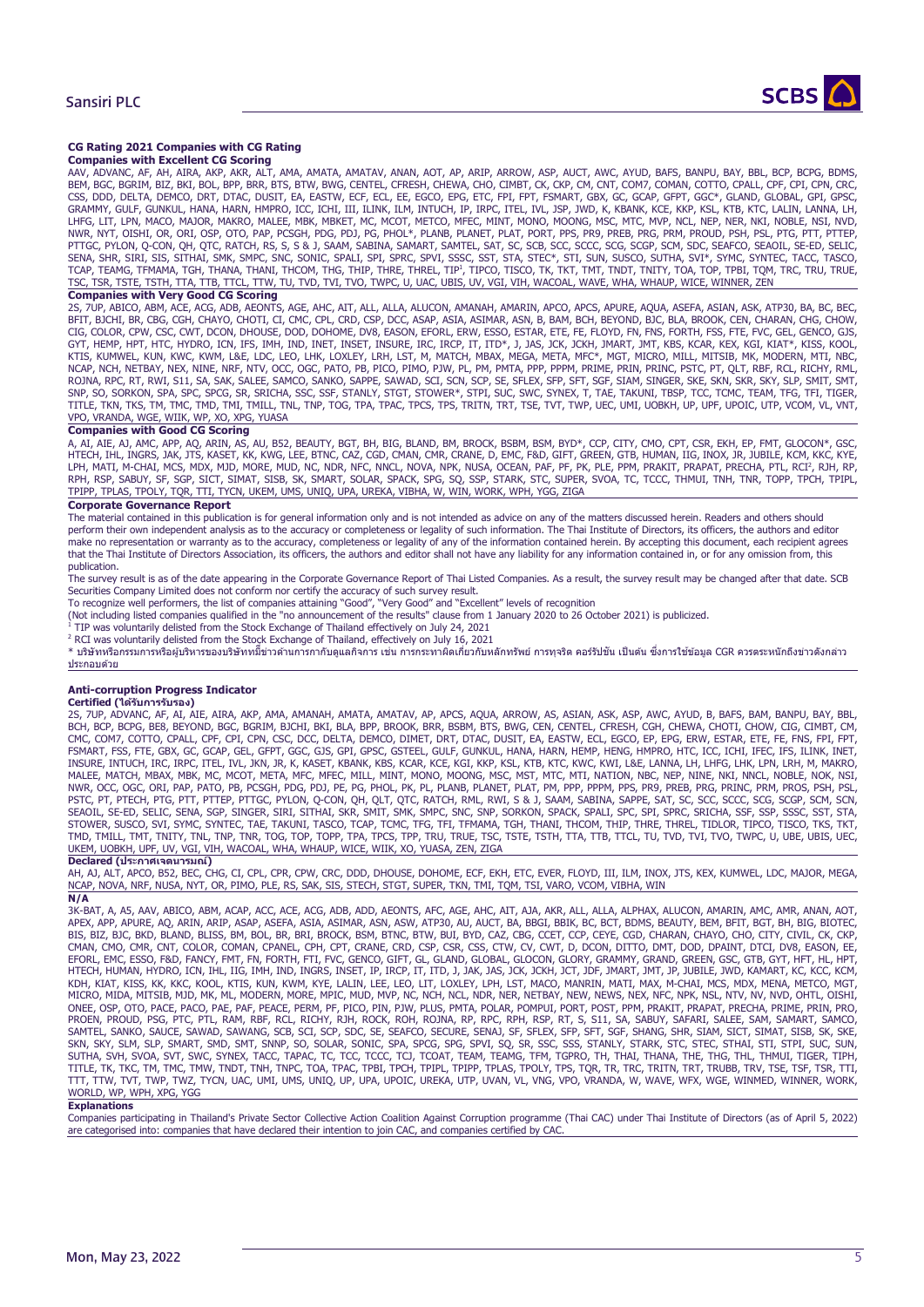## CG Rating 2021 Companies with CG Rating

### Companies with Excellent CG Scoring

AAV, ADVANC, AF, AH, AIRA, AKP, AKR, ALT, AMA, AMATA, AMATAV, ANAN, AOT, AP, ARIP, ARROW, ASP, AUCT, AWC, AYUD, BAFS, BANPU, BAY, BBL, BCP, BCPG, BDMS, BEM, BGC, BGRIM, BIZ, BKI, BOL, BPP, BRR, BTS, BTW, BWG, CENTEL, CFRESH, CHEWA, CHO, CIMBT, CK, CKP, CM, CNT, COM7, COMAN, COTTO, CPALL, CPF, CPI, CPN, CRC, CSS, DDD, DELTA, DEMCO, DRT, DTAC, DUSIT, EA, EASTW, ECF, ECL, EE, EGCO, EPG, ETC, FPI, FPT, FSMART, GBX, GC, GCAP, GFPT, GGC*, GLAND, GLOBAL, GPI, GPSC, GRAMMY, GULF, GUNKUL, HANA, HARN, HMPRO, ICC, ICHI, III, ILINK, ILM, INTUCH, IP, IRPC, ITEL, IVL, JSP, JWD, K, KBANK, KCE, KKP, KSL, KTB, KTC, LALIN, LANNA, LH, LHFG, LIT, LPN, MACO, MAJOR, MAKRO, MALEE, MBK, MBKET, MC, MCOT, METCO, MFEC, MINT, MONO, MOONG, MSC, MTC, MVP, NCL, NEP, NER, NKI, NOBLE, NSI, NVD, NWR, NYT, OISHI, OR, ORI, OSP, OTO, PAP, PCSGH, PDG, PDJ, PG, PHOL*, PLANB, PLANET, PLAT, PORT, PPS, PR9, PREB, PRG, PRM, PROUD, PSH, PSL, PTG, PTT, PTTEP, PTTGC, PYLON, Q-CON, QH, QTC, RATCH, RS, S, S & J, SAAM, SABINA, SAMART, SAMTEL, SAT, SC, SCB, SCC, SCCC, SCG, SCGP, SCM, SDC, SEAFCO, SEAOIL, SE-ED, SELIC, SENA, SHR, SIRI, SIS, SITHAI, SMK, SMPC, SNC, SONIC, SPALI, SPI, SPRC, SPVI, SSSC, SST, STA, STEC*, STI, SUN, SUSCO, SUTHA, SVI*, SYMC, SYNTEC, TACC, TASCO, TCAP, TEAMG, TFMAMA, TGH, THANA, THANI, THCOM, THG, THIP, THRE, THREL, TIP[1], TIPCO, TISCO, TK, TKT, TMT, TNDT, TNITY, TOA, TOP, TPBI, TQM, TRC, TRU, TRUE, TSC, TSR, TSTE, TSTH, TTA, TTB, TTCL, TTW, TU, TVD, TVI, TVO, TWPC, U, UAC, UBIS, UV, VGI, VIH, WACOAL, WAVE, WHA, WHAUP, WICE, WINNER, ZEN

### Companies with Very Good CG Scoring

2S, 7UP, ABICO, ABM, ACE, ACG, ADB, AEONTS, AGE, AHC, AIT, ALL, ALLA, ALUCON, AMANAH, AMARIN, APCO, APCS, APURE, AQUA, ASEFA, ASIAN, ASK, ATP30, BA, BC, BEC, BFIT, BJCHI, BR, CBG, CGH, CHAYO, CHOTI, CI, CMC, CPL, CRD, CSP, DCC, ASAP, ASIA, ASIMAR, ASN, B, BAM, BCH, BEYOND, BJC, BLA, BROOK, CEN, CHARAN, CHG, CHOW, CIG, COLOR, CPW, CSC, CWT, DCON, DHOUSE, DOD, DOHOME, DV8, EASON, EFORL, ERW, ESSO, ESTAR, ETE, FE, FLOYD, FN, FNS, FORTH, FSS, FTE, FVC, GEL, GENCO, GJS, GYT, HEMP, HPT, HTC, HYDRO, ICN, IFS, IMH, IND, INET, INSET, INSURE, IRC, IRCP, IT, ITD*, J, JAS, JCK, JCKH, JMART, JMT, KBS, KCAR, KEX, KGI, KIAT*, KISS, KOOL, KTIS, KUMWEL, KUN, KWC, KWM, L&E, LDC, LEO, LHK, LOXLEY, LRH, LST, M, MATCH, MBAX, MEGA, META, MFC*, MGT, MICRO, MILL, MITSIB, MK, MODERN, MTI, NBC, NCAP, NCH, NETBAY, NEX, NINE, NRF, NTV, OCC, OGC, PATO, PB, PICO, PIMO, PJW, PL, PM, PMTA, PPP, PPPM, PRIME, PRIN, PRINC, PSTC, PT, QLT, RBF, RCL, RICHY, RML, ROJNA, RPC, RT, RWI, S11, SA, SAK, SALEE, SAMCO, SANKO, SAPPE, SAWAD, SCI, SCN, SCP, SE, SFLEX, SFP, SFT, SGF, SIAM, SINGER, SKE, SKN, SKR, SKY, SLP, SMIT, SMT, SNP, SO, SORKON, SPA, SPC, SPCG, SR, SRICHA, SSC, SSF, STANLY, STGT, STOWER*, STPI, SUC, SWC, SYNEX, T, TAE, TAKUNI, TBSP, TCC, TCMC, TEAM, TFG, TFI, TIGER, TITLE, TKN, TKS, TM, TMC, TMD, TMI, TMILL, TNL, TNP, TOG, TPA, TPAC, TPCS, TPS, TRITN, TRT, TSE, TVT, TWP, UEC, UMI, UOBKH, UP, UPF, UPOIC, UTP, VCOM, VL, VNT, VPO, VRANDA, WGE, WIIK, WP, XO, XPG, YUASA

### Companies with Good CG Scoring

A, AI, AIE, AJ, AMC, APP, AQ, ARIN, AS, AU, B52, BEAUTY, BGT, BH, BIG, BLAND, BM, BROCK, BSBM, BSM, BYD*, CCP, CITY, CMO, CPT, CSR, EKH, EP, FMT, GLOCON*, GSC, HTECH, IHL, INGRS, JAK, JTS, KASET, KK, KWG, LEE, BTNC, CAZ, CGD, CMAN, CMR, CRANE, D, EMC, F&D, GIFT, GREEN, GTB, HUMAN, IIG, INOX, JR, JUBILE, KCM, KKC, KYE, LPH, MATI, M-CHAI, MCS, MDX, MJD, MORE, MUD, NC, NDR, NFC, NNCL, NOVA, NPK, NUSA, OCEAN, PAF, PF, PK, PLE, PPM, PRAKIT, PRAPAT, PRECHA, PTL, RCI[2], RJH, RP, RPH, RSP, SABUY, SF, SGP, SICT, SIMAT, SISB, SK, SMART, SOLAR, SPACK, SPG, SQ, SSP, STARK, STC, SUPER, SVOA, TC, TCCC, THMUI, TNH, TNR, TOPP, TPCH, TPIPL, TPIPP, TPLAS, TPOLY, TQR, TTI, TYCN, UKEM, UMS, UNIQ, UPA, UREKA, VIBHA, W, WIN, WORK, WPH, YGG, ZIGA

### Corporate Governance Report

The material contained in this publication is for general information only and is not intended as advice on any of the matters discussed herein. Readers and others should perform their own independent analysis as to the accuracy or completeness or legality of such information. The Thai Institute of Directors, its officers, the authors and editor make no representation or warranty as to the accuracy, completeness or legality of any of the information contained herein. By accepting this document, each recipient agrees that the Thai Institute of Directors Association, its officers, the authors and editor shall not have any liability for any information contained in, or for any omission from, this publication.

The survey result is as of the date appearing in the Corporate Governance Report of Thai Listed Companies. As a result, the survey result may be changed after that date. SCB Securities Company Limited does not conform nor certify the accuracy of such survey result.

To recognize well performers, the list of companies attaining "Good", "Very Good" and "Excellent" levels of recognition

(Not including listed companies qualified in the "no announcement of the results" clause from 1 January 2020 to 26 October 2021) is publicized.

[1] TIP was voluntarily delisted from the Stock Exchange of Thailand effectively on July 24, 2021

[2] RCI was voluntarily delisted from the Stock Exchange of Thailand effectively on July 16, 2021

\* บริษัทหรือกรรมการหรือผู้บริหารของบริษัทที่มีข่าวด้านการกำกับดูแลกิจการ เช่น การกระทำผิดเกี่ยวกับหลักทรัพย์ การทุจริต คอร์รัปชั่น เป็นต้น ซึ่งการใช้ข้อมูล CGR ควรตระหนักถึงข่าวดังกล่าวประกอบด้วย

## Anti-corruption Progress Indicator

### Certified (ได้รับการรับรอง)

2S, 7UP, ADVANC, AF, AI, AIE, AIRA, AKP, AMA, AMANAH, AMATA, AMATAV, AP, APCS, AQUA, ARROW, AS, ASIAN, ASK, ASP, AWC, AYUD, B, BAFS, BAM, BANPU, BAY, BBL, BCH, BCP, BCPG, BE8, BEYOND, BGC, BGRIM, BJCHI, BKI, BLA, BPP, BROOK, BRR, BSBM, BTS, BWG, CEN, CENTEL, CFRESH, CGH, CHEWA, CHOTI, CHOW, CIG, CIMBT, CM, CMC, COM7, COTTO, CPALL, CPF, CPI, CPN, CSC, DCC, DELTA, DEMCO, DIMET, DRT, DTAC, DUSIT, EA, EASTW, ECL, EGCO, EP, EPG, ERW, ESTAR, ETE, FE, FNS, FPI, FPT, FSMART, FSS, FTE, GBX, GC, GCAP, GEL, GFPT, GGC, GJS, GPI, GPSC, GSTEEL, GULF, GUNKUL, HANA, HARN, HEMP, HENG, HMPRO, HTC, ICC, ICHI, IFEC, IFS, ILINK, INET, INSURE, INTUCH, IRC, IRPC, ITEL, IVL, JKN, JR, K, KASET, KBANK, KBS, KCAR, KCE, KGI, KKP, KSL, KTB, KTC, KWC, KWI, L&E, LANNA, LH, LHFG, LHK, LPN, LRH, M, MAKRO, MALEE, MATCH, MBAX, MBK, MC, MCOT, META, MFC, MFEC, MILL, MINT, MONO, MOONG, MSC, MST, MTC, MTI, NATION, NBC, NEP, NINE, NKI, NNCL, NOBLE, NOK, NSI, NWR, OCC, OGC, ORI, PAP, PATO, PB, PCSGH, PDG, PDJ, PE, PG, PHOL, PK, PL, PLANB, PLANET, PLAT, PM, PPP, PPPM, PPS, PR9, PREB, PRG, PRINC, PRM, PROS, PSH, PSL, PSTC, PT, PTECH, PTG, PTT, PTTEP, PTTGC, PYLON, Q-CON, QH, QLT, QTC, RATCH, RML, RWI, S & J, SAAM, SABINA, SAPPE, SAT, SC, SCC, SCCC, SCG, SCGP, SCM, SCN, SEAOIL, SE-ED, SELIC, SENA, SGP, SINGER, SIRI, SITHAI, SKR, SMIT, SMK, SMPC, SNC, SNP, SORKON, SPACK, SPALI, SPC, SPI, SPRC, SRICHA, SSF, SSP, SSSC, SST, STA, STOWER, SUSCO, SVI, SYMC, SYNTEC, TAE, TAKUNI, TASCO, TCAP, TCMC, TFG, TFI, TFMAMA, TGH, THANI, THCOM, THIP, THRE, THREL, TIDLOR, TIPCO, TISCO, TKS, TKT, TMD, TMILL, TMT, TNITY, TNL, TNP, TNR, TOG, TOP, TOPP, TPA, TPCS, TPP, TRU, TRUE, TSC, TSTE, TSTH, TTA, TTB, TTCL, TU, TVD, TVI, TVO, TWPC, U, UBE, UBIS, UEC, UKEM, UOBKH, UPF, UV, VGI, VIH, WACOAL, WHA, WHAUP, WICE, WIIK, XO, YUASA, ZEN, ZIGA

### Declared (ประกาศเจตนารมณ์)

AH, AJ, ALT, APCO, B52, BEC, CHG, CI, CPL, CPR, CPW, CRC, DDD, DHOUSE, DOHOME, ECF, EKH, ETC, EVER, FLOYD, III, ILM, INOX, JTS, KEX, KUMWEL, LDC, MAJOR, MEGA, NCAP, NOVA, NRF, NUSA, NYT, OR, PIMO, PLE, RS, SAK, SIS, STECH, STGT, SUPER, TKN, TMI, TQM, TSI, VARO, VCOM, VIBHA, WIN

### N/A

3K-BAT, A, A5, AAV, ABICO, ABM, ACAP, ACC, ACE, ACG, ADB, ADD, AEONTS, AFC, AGE, AHC, AIT, AJA, AKR, ALL, ALLA, ALPHAX, ALUCON, AMARIN, AMC, AMR, ANAN, AOT, APEX, APP, APURE, AQ, ARIN, ARIP, ASAP, ASEFA, ASIA, ASIMAR, ASN, ASW, ATP30, AU, AUCT, BA, BBGI, BBIK, BC, BCT, BDMS, BEAUTY, BEM, BFIT, BGT, BH, BIG, BIOTEC, BIS, BIZ, BKD, BLAND, BLISS, BM, BOL, BR, BRI, BROCK, BSM, BTNC, BTW, BUI, BYD, CAZ, CBG, CCET, CCP, CEYE, CGD, CHARAN, CHAYO, CHO, CITY, CIVIL, CK, CKP, CMAN, CMO, CMR, CNT, COLOR, COMAN, CPANEL, CPH, CPT, CRANE, CRD, CSP, CSR, CSS, CTW, CV, CWT, D, DCON, DITTO, DMT, DOD, DPAINT, DTCI, DV8, EASON, EE, EFORL, EMC, ESSO, F&D, FANCY, FMT, FN, FORTH, FTI, FVC, GENCO, GIFT, GL, GLAND, GLOBAL, GLOCON, GLORY, GRAMMY, GRAND, GREEN, GSC, GTB, GYT, HFT, HL, HPT, HTECH, HUMAN, HYDRO, ICN, IHL, IIG, IMH, IND, INGRS, INSET, IP, IRCP, IT, ITD, J, JAK, JAS, JCK, JCKH, JCT, JDF, JMART, JMT, JP, JUBILE, JWD, KAMART, KC, KCC, KCM, KDH, KIAT, KISS, KK, KKC, KOOL, KTIS, KUN, KWM, KYE, LALIN, LEE, LEO, LIT, LOXLEY, LPH, LST, MACO, MANRIN, MATI, MAX, M-CHAI, MCS, MDX, MENA, METCO, MGT, MICRO, MIDA, MITSIB, MJD, MK, ML, MODERN, MORE, MPIC, MUD, MVP, NC, NCH, NCL, NDR, NER, NETBAY, NEW, NEWS, NEX, NFC, NPK, NSL, NTV, NV, NVD, OHTL, OISHI, ONEE, OSP, OTO, PACE, PACO, PAE, PAF, PEACE, PERM, PF, PICO, PIN, PJW, PLUS, PMTA, POLAR, POMPUI, PORT, POST, PPM, PRAKIT, PRAPAT, PRECHA, PRIME, PRIN, PRO, PROEN, PROUD, PSG, PTC, PTL, RAM, RBF, RCL, RICHY, RJH, ROCK, ROH, ROJNA, RP, RPC, RPH, RSP, RT, S, S11, SA, SABUY, SAFARI, SALEE, SAM, SAMART, SAMCO, SAMTEL, SANKO, SAUCE, SAWAD, SAWANG, SCB, SCI, SCP, SDC, SE, SEAFCO, SECURE, SENAJ, SF, SFLEX, SFP, SFT, SGF, SHANG, SHR, SIAM, SICT, SIMAT, SISB, SK, SKE, SKN, SKY, SLM, SLP, SMART, SMD, SMT, SNNP, SO, SOLAR, SONIC, SPA, SPCG, SPG, SPVI, SQ, SR, SSC, SSS, STANLY, STARK, STC, STEC, STHAI, STI, STPI, SUC, SUN, SUTHA, SVH, SVOA, SVT, SWC, SYNEX, TACC, TAPAC, TC, TCC, TCCC, TCJ, TCOAT, TEAM, TEAMG, TFM, TGPRO, TH, THAI, THANA, THE, THG, THL, THMUI, TIGER, TIPH, TITLE, TK, TKC, TM, TMC, TMW, TNDT, TNH, TNPC, TOA, TPAC, TPBI, TPCH, TPIPL, TPIPP, TPLAS, TPOLY, TPS, TQR, TR, TRC, TRITN, TRT, TRUBB, TRV, TSE, TSF, TSR, TTI, TTT, TTW, TVT, TWP, TWZ, TYCN, UAC, UMI, UMS, UNIQ, UP, UPA, UPOIC, UREKA, UTP, UVAN, VL, VNG, VPO, VRANDA, W, WAVE, WFX, WGE, WINMED, WINNER, WORK, WORLD, WP, WPH, XPG, YGG

### Explanations

Companies participating in Thailand's Private Sector Collective Action Coalition Against Corruption programme (Thai CAC) under Thai Institute of Directors (as of April 5, 2022) are categorised into: companies that have declared their intention to join CAC, and companies certified by CAC.